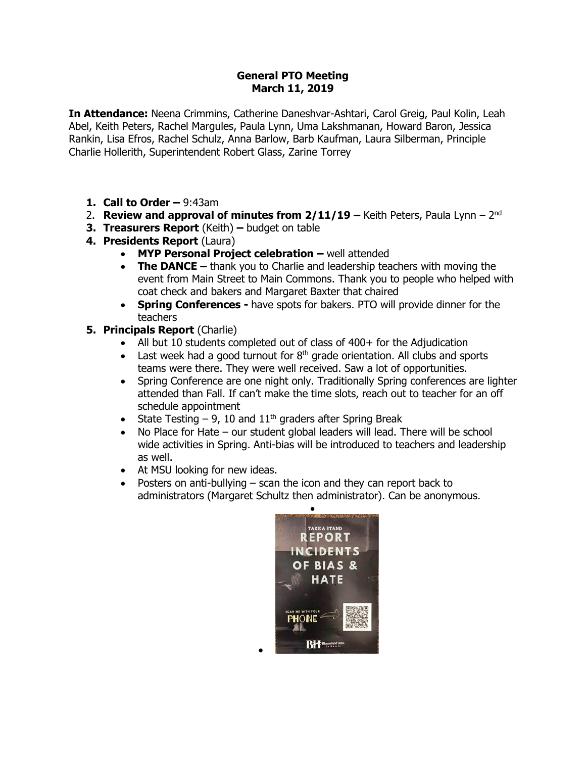**General PTO Meeting**
**March 11, 2019**

**In Attendance:** Neena Crimmins, Catherine Daneshvar-Ashtari, Carol Greig, Paul Kolin, Leah Abel, Keith Peters, Rachel Margules, Paula Lynn, Uma Lakshmanan, Howard Baron, Jessica Rankin, Lisa Efros, Rachel Schulz, Anna Barlow, Barb Kaufman, Laura Silberman, Principle Charlie Hollerith, Superintendent Robert Glass, Zarine Torrey

1. **Call to Order –** 9:43am
2. **Review and approval of minutes from 2/11/19 –** Keith Peters, Paula Lynn – 2nd
3. **Treasurers Report** (Keith) **–** budget on table
4. **Presidents Report** (Laura)
   - **MYP Personal Project celebration –** well attended
   - **The DANCE –** thank you to Charlie and leadership teachers with moving the event from Main Street to Main Commons. Thank you to people who helped with coat check and bakers and Margaret Baxter that chaired
   - **Spring Conferences -** have spots for bakers. PTO will provide dinner for the teachers
5. **Principals Report** (Charlie)
   - All but 10 students completed out of class of 400+ for the Adjudication
   - Last week had a good turnout for 8th grade orientation. All clubs and sports teams were there. They were well received. Saw a lot of opportunities.
   - Spring Conference are one night only. Traditionally Spring conferences are lighter attended than Fall. If can't make the time slots, reach out to teacher for an off schedule appointment
   - State Testing – 9, 10 and 11th graders after Spring Break
   - No Place for Hate – our student global leaders will lead. There will be school wide activities in Spring. Anti-bias will be introduced to teachers and leadership as well.
   - At MSU looking for new ideas.
   - Posters on anti-bullying – scan the icon and they can report back to administrators (Margaret Schultz then administrator). Can be anonymous.
   - TAKE A STAND REPORT INCIDENTS OF BIAS & HATE SCAN ME WITH YOUR PHONE BH Bloomfield Hills Schools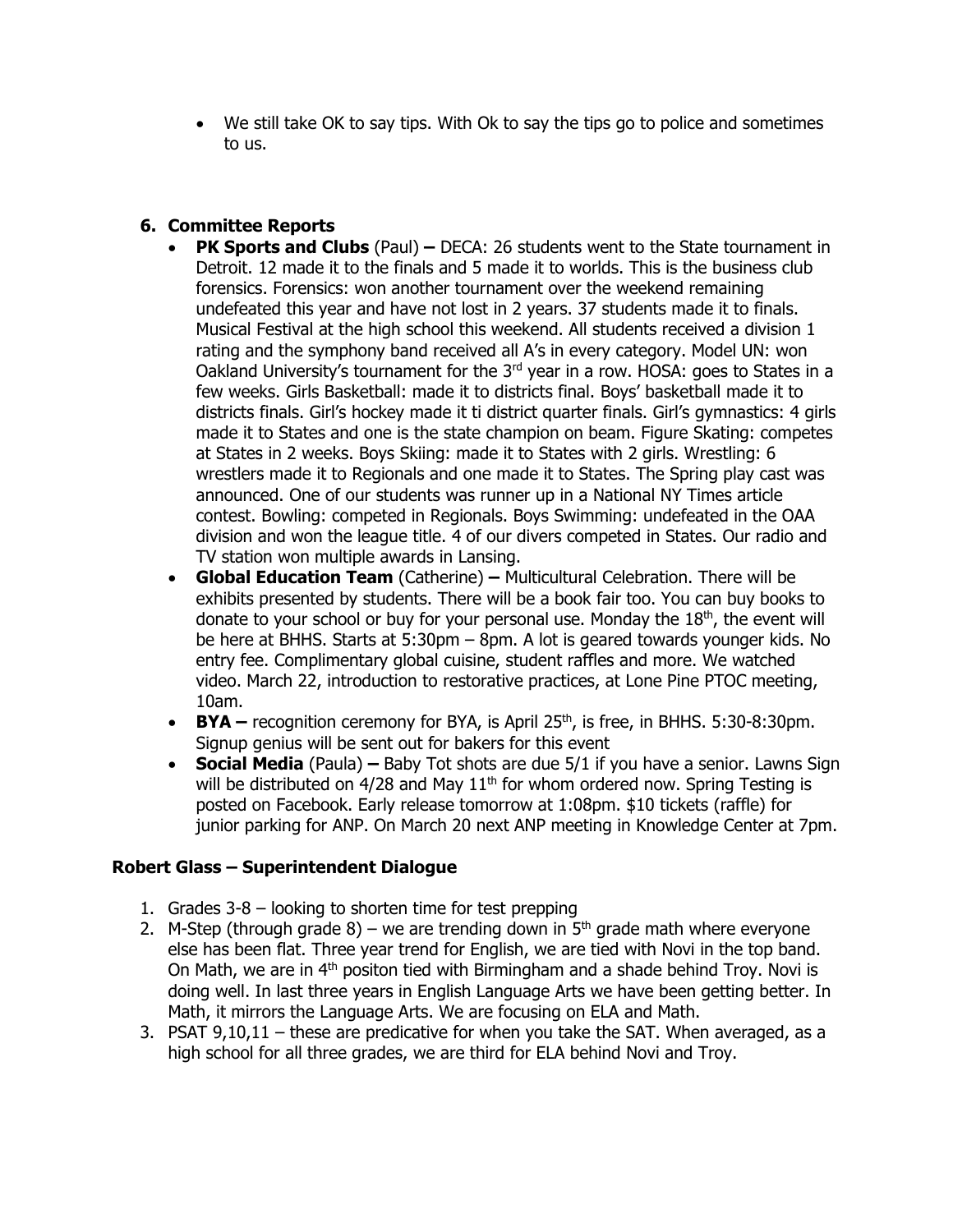- We still take OK to say tips. With Ok to say the tips go to police and sometimes to us.

## 6. Committee Reports

- **PK Sports and Clubs** (Paul) **–** DECA: 26 students went to the State tournament in Detroit. 12 made it to the finals and 5 made it to worlds. This is the business club forensics. Forensics: won another tournament over the weekend remaining undefeated this year and have not lost in 2 years. 37 students made it to finals. Musical Festival at the high school this weekend. All students received a division 1 rating and the symphony band received all A's in every category. Model UN: won Oakland University's tournament for the 3rd year in a row. HOSA: goes to States in a few weeks. Girls Basketball: made it to districts final. Boys' basketball made it to districts finals. Girl's hockey made it ti district quarter finals. Girl's gymnastics: 4 girls made it to States and one is the state champion on beam. Figure Skating: competes at States in 2 weeks. Boys Skiing: made it to States with 2 girls. Wrestling: 6 wrestlers made it to Regionals and one made it to States. The Spring play cast was announced. One of our students was runner up in a National NY Times article contest. Bowling: competed in Regionals. Boys Swimming: undefeated in the OAA division and won the league title. 4 of our divers competed in States. Our radio and TV station won multiple awards in Lansing.
- **Global Education Team** (Catherine) **–** Multicultural Celebration. There will be exhibits presented by students. There will be a book fair too. You can buy books to donate to your school or buy for your personal use. Monday the 18th, the event will be here at BHHS. Starts at 5:30pm – 8pm. A lot is geared towards younger kids. No entry fee. Complimentary global cuisine, student raffles and more. We watched video. March 22, introduction to restorative practices, at Lone Pine PTOC meeting, 10am.
- **BYA –** recognition ceremony for BYA, is April 25th, is free, in BHHS. 5:30-8:30pm. Signup genius will be sent out for bakers for this event
- **Social Media** (Paula) **–** Baby Tot shots are due 5/1 if you have a senior. Lawns Sign will be distributed on 4/28 and May 11th for whom ordered now. Spring Testing is posted on Facebook. Early release tomorrow at 1:08pm. $10 tickets (raffle) for junior parking for ANP. On March 20 next ANP meeting in Knowledge Center at 7pm.

### Robert Glass – Superintendent Dialogue

1. Grades 3-8 – looking to shorten time for test prepping
2. M-Step (through grade 8) – we are trending down in 5th grade math where everyone else has been flat. Three year trend for English, we are tied with Novi in the top band. On Math, we are in 4th positon tied with Birmingham and a shade behind Troy. Novi is doing well. In last three years in English Language Arts we have been getting better. In Math, it mirrors the Language Arts. We are focusing on ELA and Math.
3. PSAT 9,10,11 – these are predicative for when you take the SAT. When averaged, as a high school for all three grades, we are third for ELA behind Novi and Troy.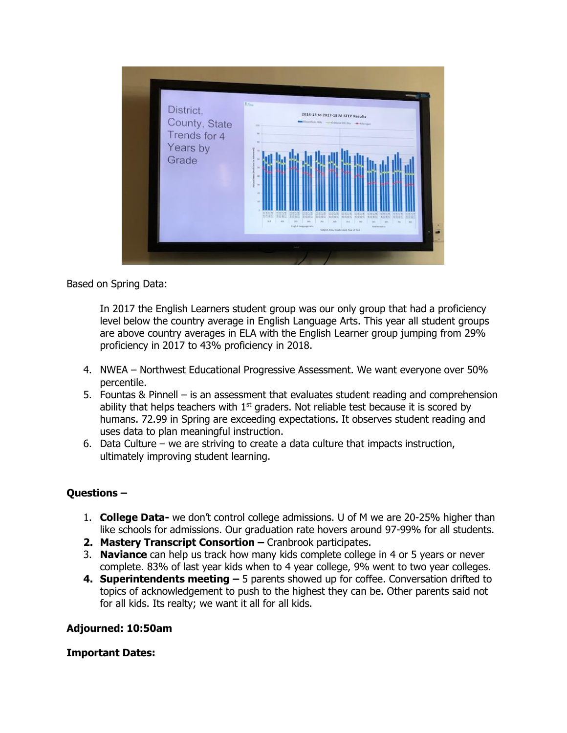Based on Spring Data:

In 2017 the English Learners student group was our only group that had a proficiency level below the country average in English Language Arts. This year all student groups are above country averages in ELA with the English Learner group jumping from 29% proficiency in 2017 to 43% proficiency in 2018.

4. NWEA – Northwest Educational Progressive Assessment. We want everyone over 50% percentile.
5. Fountas & Pinnell – is an assessment that evaluates student reading and comprehension ability that helps teachers with 1st graders. Not reliable test because it is scored by humans. 72.99 in Spring are exceeding expectations. It observes student reading and uses data to plan meaningful instruction.
6. Data Culture – we are striving to create a data culture that impacts instruction, ultimately improving student learning.

**Questions –**

1. **College Data-** we don't control college admissions. U of M we are 20-25% higher than like schools for admissions. Our graduation rate hovers around 97-99% for all students.
2. **Mastery Transcript Consortion –** Cranbrook participates.
3. **Naviance** can help us track how many kids complete college in 4 or 5 years or never complete. 83% of last year kids when to 4 year college, 9% went to two year colleges.
4. **Superintendents meeting –** 5 parents showed up for coffee. Conversation drifted to topics of acknowledgement to push to the highest they can be. Other parents said not for all kids. Its realty; we want it all for all kids.

**Adjourned: 10:50am**

**Important Dates:**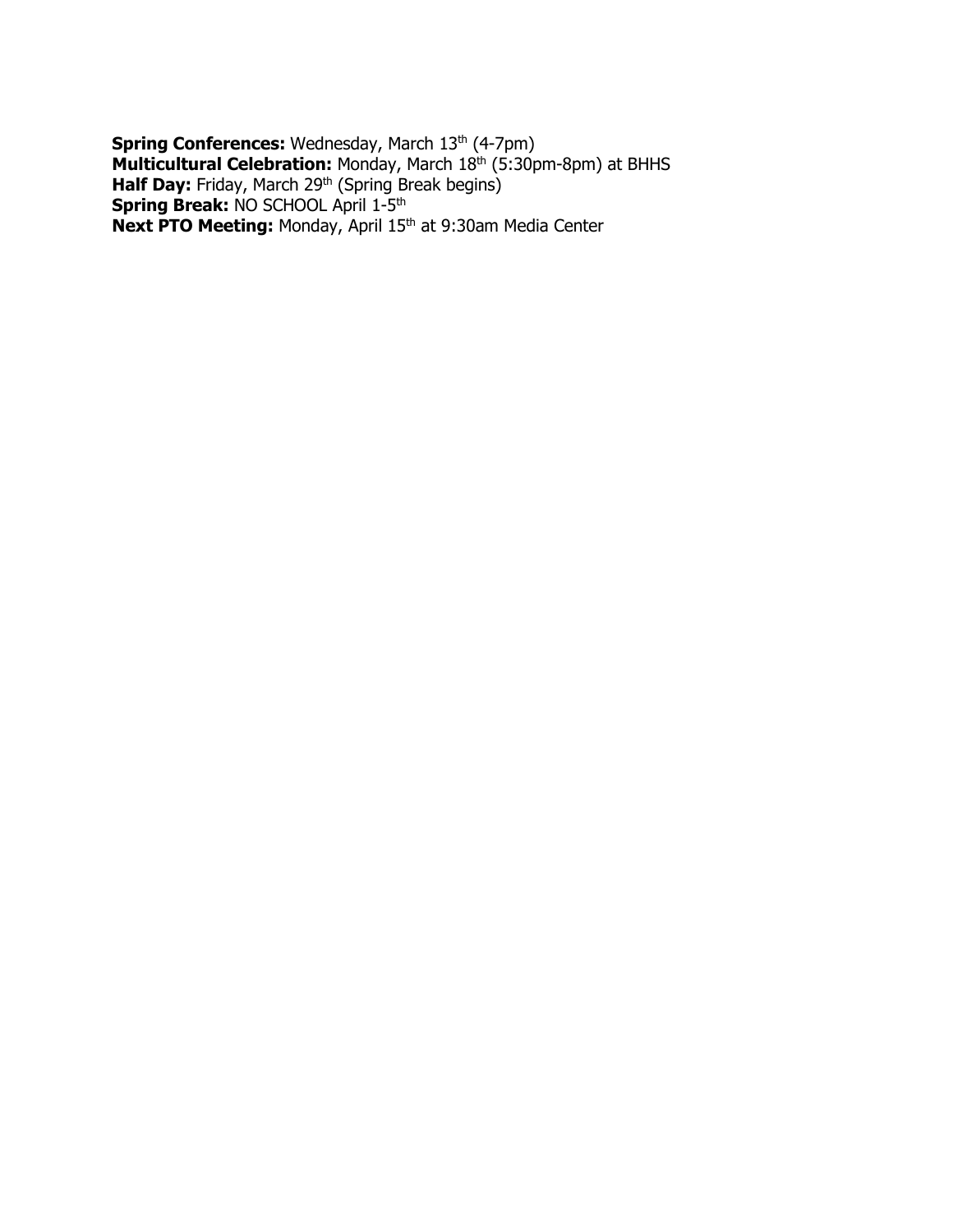**Spring Conferences:** Wednesday, March 13th (4-7pm)
**Multicultural Celebration:** Monday, March 18th (5:30pm-8pm) at BHHS
**Half Day:** Friday, March 29th (Spring Break begins)
**Spring Break:** NO SCHOOL April 1-5th
**Next PTO Meeting:** Monday, April 15th at 9:30am Media Center